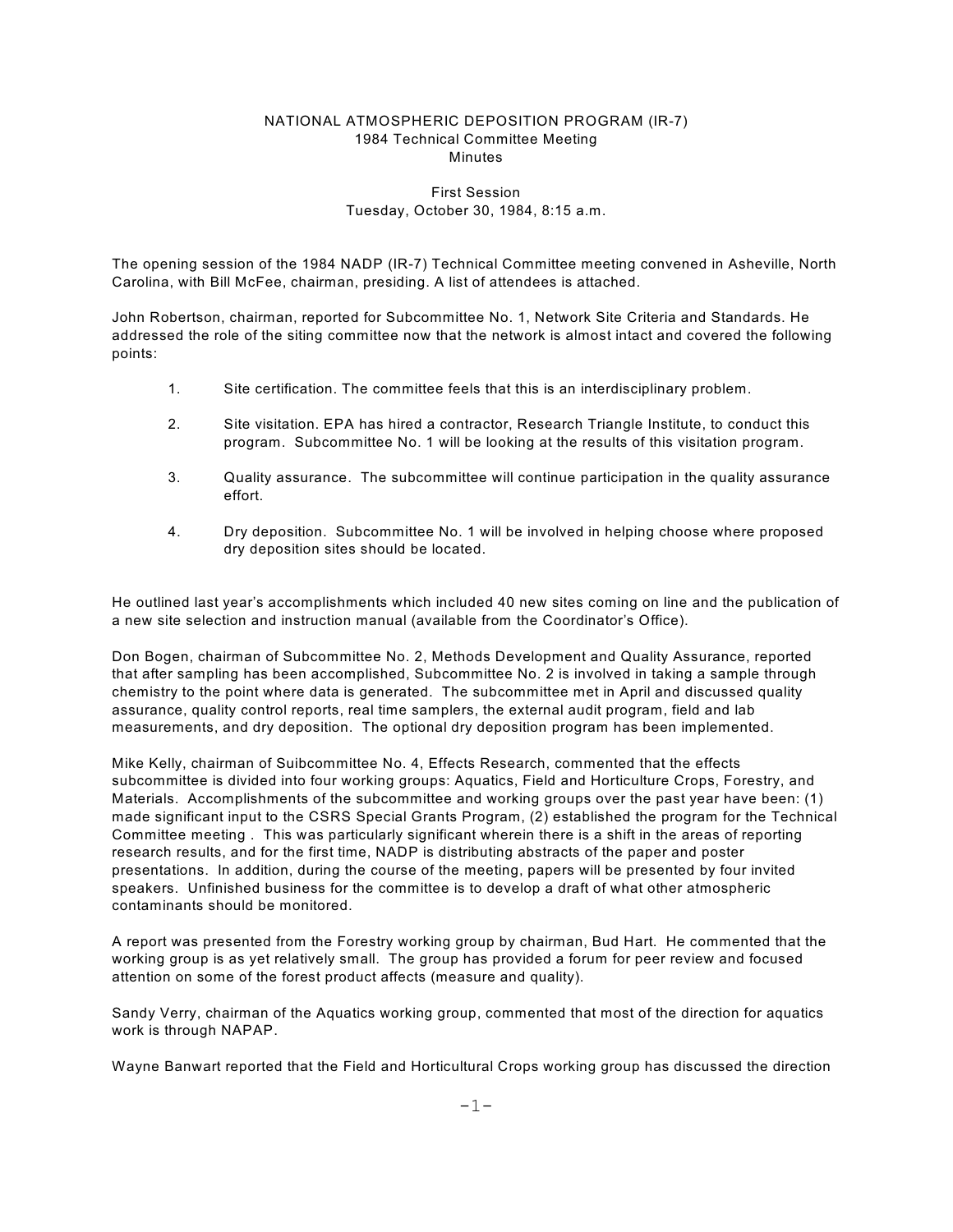# NATIONAL ATMOSPHERIC DEPOSITION PROGRAM (IR-7)
## 1984 Technical Committee Meeting
## Minutes

### First Session
### Tuesday, October 30, 1984, 8:15 a.m.

The opening session of the 1984 NADP (IR-7) Technical Committee meeting convened in Asheville, North Carolina, with Bill McFee, chairman, presiding. A list of attendees is attached.

John Robertson, chairman, reported for Subcommittee No. 1, Network Site Criteria and Standards. He addressed the role of the siting committee now that the network is almost intact and covered the following points:

1. Site certification. The committee feels that this is an interdisciplinary problem.

2. Site visitation. EPA has hired a contractor, Research Triangle Institute, to conduct this program. Subcommittee No. 1 will be looking at the results of this visitation program.

3. Quality assurance. The subcommittee will continue participation in the quality assurance effort.

4. Dry deposition. Subcommittee No. 1 will be involved in helping choose where proposed dry deposition sites should be located.

He outlined last year's accomplishments which included 40 new sites coming on line and the publication of a new site selection and instruction manual (available from the Coordinator's Office).

Don Bogen, chairman of Subcommittee No. 2, Methods Development and Quality Assurance, reported that after sampling has been accomplished, Subcommittee No. 2 is involved in taking a sample through chemistry to the point where data is generated. The subcommittee met in April and discussed quality assurance, quality control reports, real time samplers, the external audit program, field and lab measurements, and dry deposition. The optional dry deposition program has been implemented.

Mike Kelly, chairman of Suibcommittee No. 4, Effects Research, commented that the effects subcommittee is divided into four working groups: Aquatics, Field and Horticulture Crops, Forestry, and Materials. Accomplishments of the subcommittee and working groups over the past year have been: (1) made significant input to the CSRS Special Grants Program, (2) established the program for the Technical Committee meeting . This was particularly significant wherein there is a shift in the areas of reporting research results, and for the first time, NADP is distributing abstracts of the paper and poster presentations. In addition, during the course of the meeting, papers will be presented by four invited speakers. Unfinished business for the committee is to develop a draft of what other atmospheric contaminants should be monitored.

A report was presented from the Forestry working group by chairman, Bud Hart. He commented that the working group is as yet relatively small. The group has provided a forum for peer review and focused attention on some of the forest product affects (measure and quality).

Sandy Verry, chairman of the Aquatics working group, commented that most of the direction for aquatics work is through NAPAP.

Wayne Banwart reported that the Field and Horticultural Crops working group has discussed the direction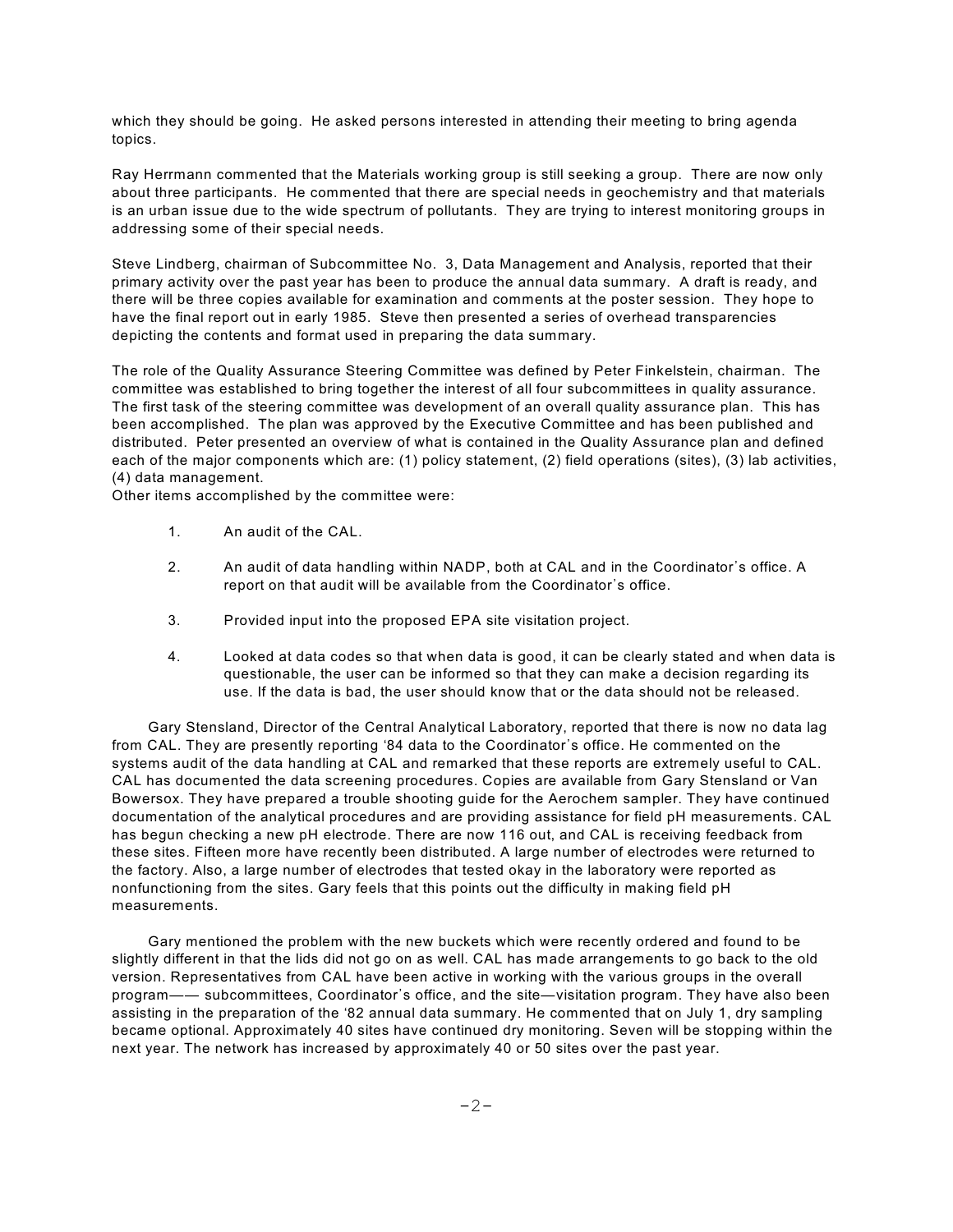which they should be going. He asked persons interested in attending their meeting to bring agenda topics.

Ray Herrmann commented that the Materials working group is still seeking a group. There are now only about three participants. He commented that there are special needs in geochemistry and that materials is an urban issue due to the wide spectrum of pollutants. They are trying to interest monitoring groups in addressing some of their special needs.

Steve Lindberg, chairman of Subcommittee No. 3, Data Management and Analysis, reported that their primary activity over the past year has been to produce the annual data summary. A draft is ready, and there will be three copies available for examination and comments at the poster session. They hope to have the final report out in early 1985. Steve then presented a series of overhead transparencies depicting the contents and format used in preparing the data summary.

The role of the Quality Assurance Steering Committee was defined by Peter Finkelstein, chairman. The committee was established to bring together the interest of all four subcommittees in quality assurance. The first task of the steering committee was development of an overall quality assurance plan. This has been accomplished. The plan was approved by the Executive Committee and has been published and distributed. Peter presented an overview of what is contained in the Quality Assurance plan and defined each of the major components which are: (1) policy statement, (2) field operations (sites), (3) lab activities, (4) data management.

Other items accomplished by the committee were:

1. An audit of the CAL.

2. An audit of data handling within NADP, both at CAL and in the Coordinator's office. A report on that audit will be available from the Coordinator's office.

3. Provided input into the proposed EPA site visitation project.

4. Looked at data codes so that when data is good, it can be clearly stated and when data is questionable, the user can be informed so that they can make a decision regarding its use. If the data is bad, the user should know that or the data should not be released.

Gary Stensland, Director of the Central Analytical Laboratory, reported that there is now no data lag from CAL. They are presently reporting '84 data to the Coordinator's office. He commented on the systems audit of the data handling at CAL and remarked that these reports are extremely useful to CAL. CAL has documented the data screening procedures. Copies are available from Gary Stensland or Van Bowersox. They have prepared a trouble shooting guide for the Aerochem sampler. They have continued documentation of the analytical procedures and are providing assistance for field pH measurements. CAL has begun checking a new pH electrode. There are now 116 out, and CAL is receiving feedback from these sites. Fifteen more have recently been distributed. A large number of electrodes were returned to the factory. Also, a large number of electrodes that tested okay in the laboratory were reported as nonfunctioning from the sites. Gary feels that this points out the difficulty in making field pH measurements.

Gary mentioned the problem with the new buckets which were recently ordered and found to be slightly different in that the lids did not go on as well. CAL has made arrangements to go back to the old version. Representatives from CAL have been active in working with the various groups in the overall program—— subcommittees, Coordinator's office, and the site—visitation program. They have also been assisting in the preparation of the '82 annual data summary. He commented that on July 1, dry sampling became optional. Approximately 40 sites have continued dry monitoring. Seven will be stopping within the next year. The network has increased by approximately 40 or 50 sites over the past year.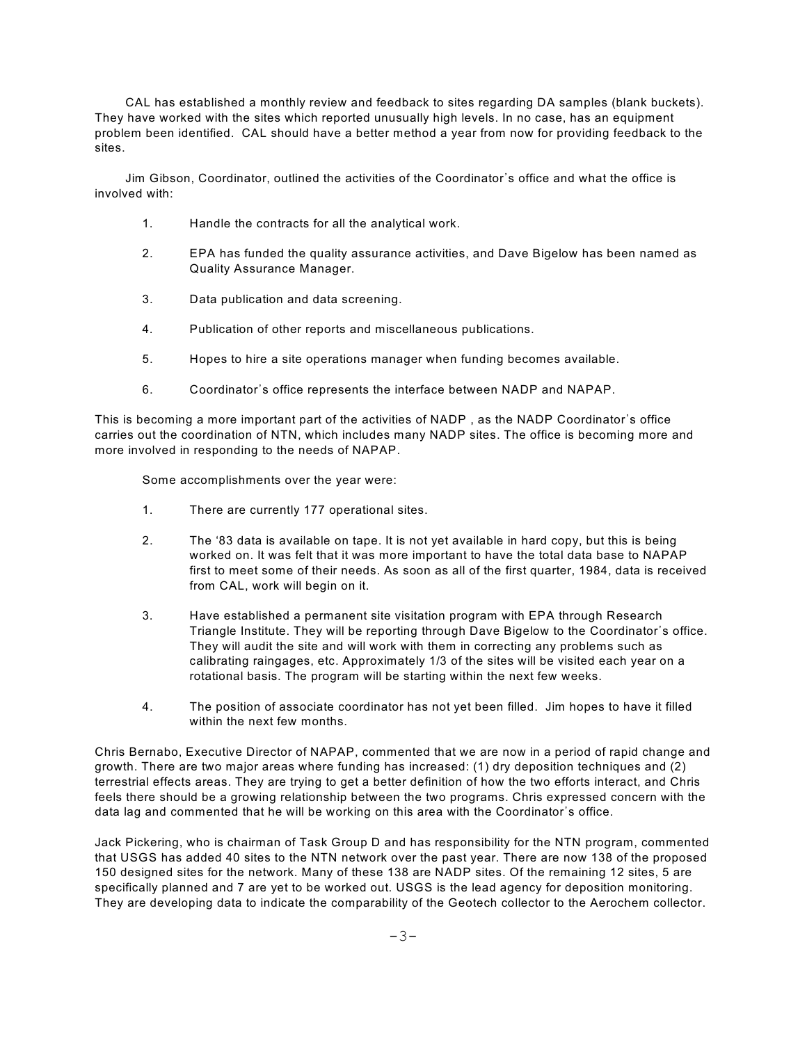CAL has established a monthly review and feedback to sites regarding DA samples (blank buckets). They have worked with the sites which reported unusually high levels. In no case, has an equipment problem been identified. CAL should have a better method a year from now for providing feedback to the sites.

Jim Gibson, Coordinator, outlined the activities of the Coordinator's office and what the office is involved with:

1. Handle the contracts for all the analytical work.

2. EPA has funded the quality assurance activities, and Dave Bigelow has been named as Quality Assurance Manager.

3. Data publication and data screening.

4. Publication of other reports and miscellaneous publications.

5. Hopes to hire a site operations manager when funding becomes available.

6. Coordinator's office represents the interface between NADP and NAPAP.

This is becoming a more important part of the activities of NADP , as the NADP Coordinator's office carries out the coordination of NTN, which includes many NADP sites. The office is becoming more and more involved in responding to the needs of NAPAP.

Some accomplishments over the year were:

1. There are currently 177 operational sites.

2. The '83 data is available on tape. It is not yet available in hard copy, but this is being worked on. It was felt that it was more important to have the total data base to NAPAP first to meet some of their needs. As soon as all of the first quarter, 1984, data is received from CAL, work will begin on it.

3. Have established a permanent site visitation program with EPA through Research Triangle Institute. They will be reporting through Dave Bigelow to the Coordinator's office. They will audit the site and will work with them in correcting any problems such as calibrating raingages, etc. Approximately 1/3 of the sites will be visited each year on a rotational basis. The program will be starting within the next few weeks.

4. The position of associate coordinator has not yet been filled. Jim hopes to have it filled within the next few months.

Chris Bernabo, Executive Director of NAPAP, commented that we are now in a period of rapid change and growth. There are two major areas where funding has increased: (1) dry deposition techniques and (2) terrestrial effects areas. They are trying to get a better definition of how the two efforts interact, and Chris feels there should be a growing relationship between the two programs. Chris expressed concern with the data lag and commented that he will be working on this area with the Coordinator's office.

Jack Pickering, who is chairman of Task Group D and has responsibility for the NTN program, commented that USGS has added 40 sites to the NTN network over the past year. There are now 138 of the proposed 150 designed sites for the network. Many of these 138 are NADP sites. Of the remaining 12 sites, 5 are specifically planned and 7 are yet to be worked out. USGS is the lead agency for deposition monitoring. They are developing data to indicate the comparability of the Geotech collector to the Aerochem collector.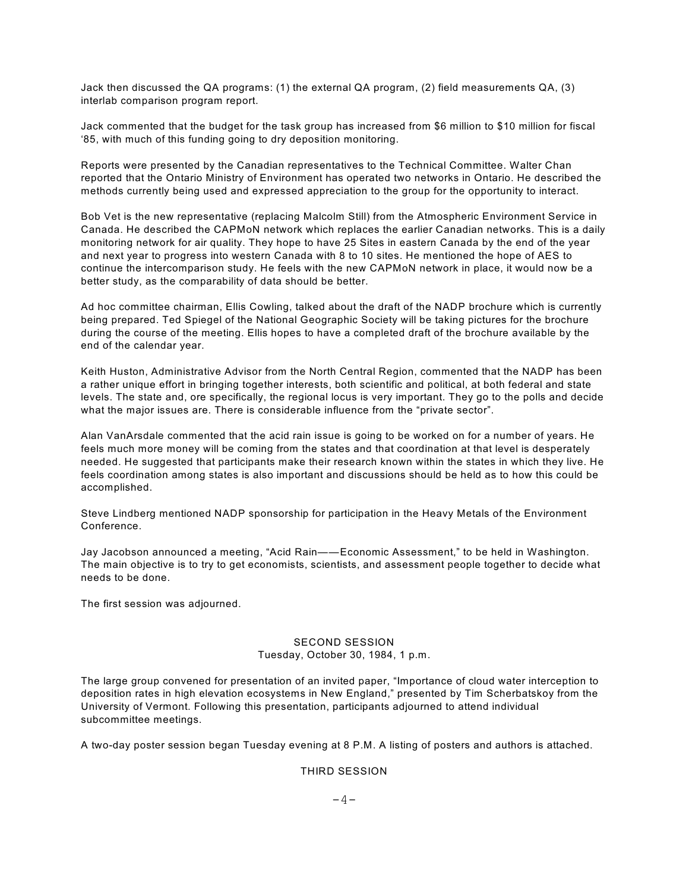Jack then discussed the QA programs: (1) the external QA program, (2) field measurements QA, (3) interlab comparison program report.

Jack commented that the budget for the task group has increased from \$6 million to \$10 million for fiscal '85, with much of this funding going to dry deposition monitoring.

Reports were presented by the Canadian representatives to the Technical Committee. Walter Chan reported that the Ontario Ministry of Environment has operated two networks in Ontario. He described the methods currently being used and expressed appreciation to the group for the opportunity to interact.

Bob Vet is the new representative (replacing Malcolm Still) from the Atmospheric Environment Service in Canada. He described the CAPMoN network which replaces the earlier Canadian networks. This is a daily monitoring network for air quality. They hope to have 25 Sites in eastern Canada by the end of the year and next year to progress into western Canada with 8 to 10 sites. He mentioned the hope of AES to continue the intercomparison study. He feels with the new CAPMoN network in place, it would now be a better study, as the comparability of data should be better.

Ad hoc committee chairman, Ellis Cowling, talked about the draft of the NADP brochure which is currently being prepared. Ted Spiegel of the National Geographic Society will be taking pictures for the brochure during the course of the meeting. Ellis hopes to have a completed draft of the brochure available by the end of the calendar year.

Keith Huston, Administrative Advisor from the North Central Region, commented that the NADP has been a rather unique effort in bringing together interests, both scientific and political, at both federal and state levels. The state and, ore specifically, the regional locus is very important. They go to the polls and decide what the major issues are. There is considerable influence from the "private sector".

Alan VanArsdale commented that the acid rain issue is going to be worked on for a number of years. He feels much more money will be coming from the states and that coordination at that level is desperately needed. He suggested that participants make their research known within the states in which they live. He feels coordination among states is also important and discussions should be held as to how this could be accomplished.

Steve Lindberg mentioned NADP sponsorship for participation in the Heavy Metals of the Environment Conference.

Jay Jacobson announced a meeting, "Acid Rain——Economic Assessment," to be held in Washington. The main objective is to try to get economists, scientists, and assessment people together to decide what needs to be done.

The first session was adjourned.

## SECOND SESSION

Tuesday, October 30, 1984, 1 p.m.

The large group convened for presentation of an invited paper, "Importance of cloud water interception to deposition rates in high elevation ecosystems in New England," presented by Tim Scherbatskoy from the University of Vermont. Following this presentation, participants adjourned to attend individual subcommittee meetings.

A two-day poster session began Tuesday evening at 8 P.M. A listing of posters and authors is attached.

## THIRD SESSION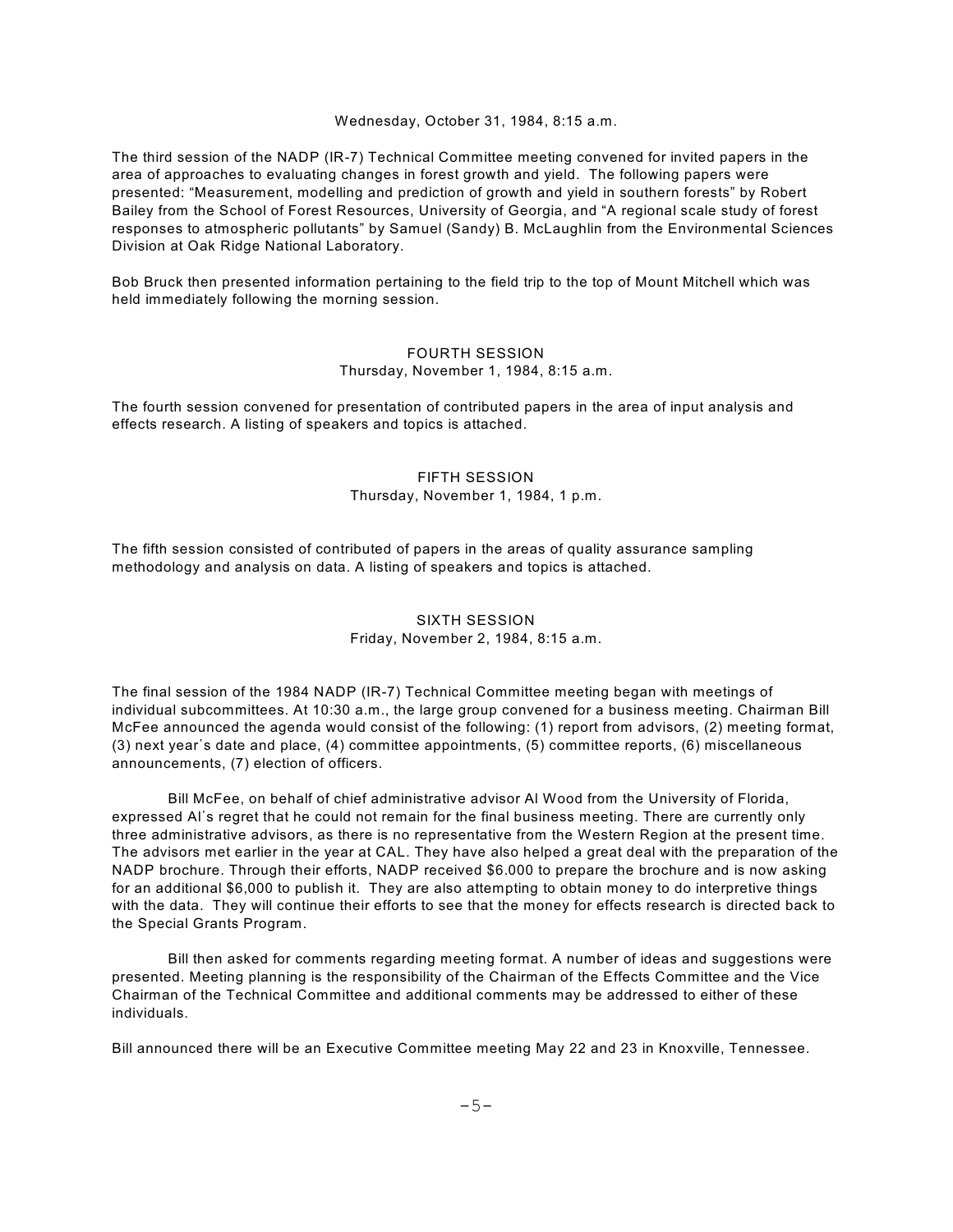Wednesday, October 31, 1984, 8:15 a.m.

The third session of the NADP (IR-7) Technical Committee meeting convened for invited papers in the area of approaches to evaluating changes in forest growth and yield. The following papers were presented: "Measurement, modelling and prediction of growth and yield in southern forests" by Robert Bailey from the School of Forest Resources, University of Georgia, and "A regional scale study of forest responses to atmospheric pollutants" by Samuel (Sandy) B. McLaughlin from the Environmental Sciences Division at Oak Ridge National Laboratory.

Bob Bruck then presented information pertaining to the field trip to the top of Mount Mitchell which was held immediately following the morning session.

## FOURTH SESSION

Thursday, November 1, 1984, 8:15 a.m.

The fourth session convened for presentation of contributed papers in the area of input analysis and effects research. A listing of speakers and topics is attached.

## FIFTH SESSION

Thursday, November 1, 1984, 1 p.m.

The fifth session consisted of contributed of papers in the areas of quality assurance sampling methodology and analysis on data. A listing of speakers and topics is attached.

## SIXTH SESSION

Friday, November 2, 1984, 8:15 a.m.

The final session of the 1984 NADP (IR-7) Technical Committee meeting began with meetings of individual subcommittees. At 10:30 a.m., the large group convened for a business meeting. Chairman Bill McFee announced the agenda would consist of the following: (1) report from advisors, (2) meeting format, (3) next year's date and place, (4) committee appointments, (5) committee reports, (6) miscellaneous announcements, (7) election of officers.

Bill McFee, on behalf of chief administrative advisor Al Wood from the University of Florida, expressed Al's regret that he could not remain for the final business meeting. There are currently only three administrative advisors, as there is no representative from the Western Region at the present time. The advisors met earlier in the year at CAL. They have also helped a great deal with the preparation of the NADP brochure. Through their efforts, NADP received $6.000 to prepare the brochure and is now asking for an additional $6,000 to publish it. They are also attempting to obtain money to do interpretive things with the data. They will continue their efforts to see that the money for effects research is directed back to the Special Grants Program.

Bill then asked for comments regarding meeting format. A number of ideas and suggestions were presented. Meeting planning is the responsibility of the Chairman of the Effects Committee and the Vice Chairman of the Technical Committee and additional comments may be addressed to either of these individuals.

Bill announced there will be an Executive Committee meeting May 22 and 23 in Knoxville, Tennessee.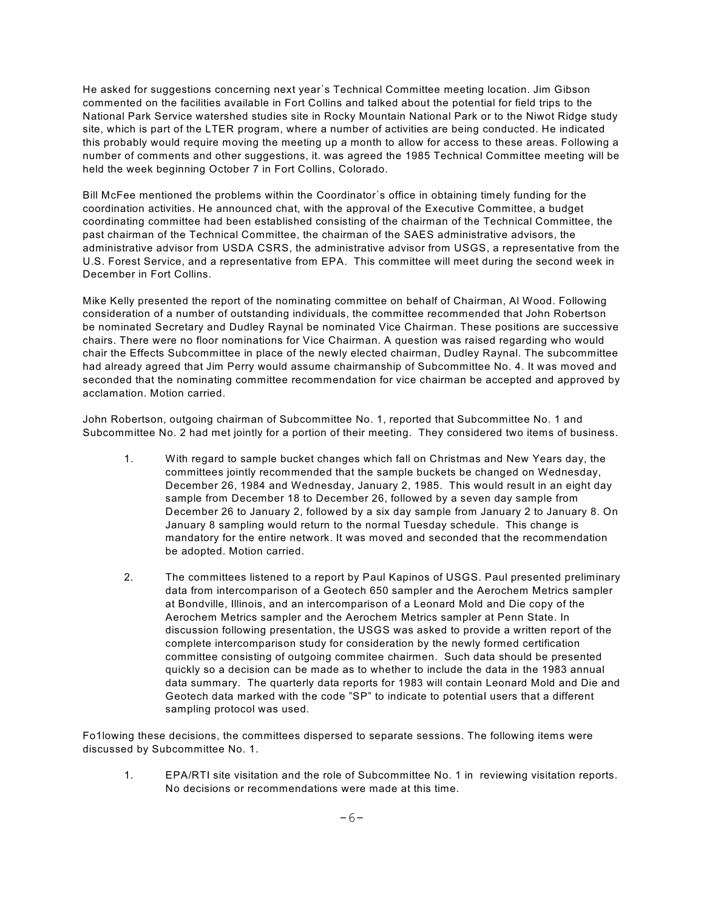He asked for suggestions concerning next year's Technical Committee meeting location. Jim Gibson commented on the facilities available in Fort Collins and talked about the potential for field trips to the National Park Service watershed studies site in Rocky Mountain National Park or to the Niwot Ridge study site, which is part of the LTER program, where a number of activities are being conducted. He indicated this probably would require moving the meeting up a month to allow for access to these areas. Following a number of comments and other suggestions, it. was agreed the 1985 Technical Committee meeting will be held the week beginning October 7 in Fort Collins, Colorado.

Bill McFee mentioned the problems within the Coordinator's office in obtaining timely funding for the coordination activities. He announced chat, with the approval of the Executive Committee, a budget coordinating committee had been established consisting of the chairman of the Technical Committee, the past chairman of the Technical Committee, the chairman of the SAES administrative advisors, the administrative advisor from USDA CSRS, the administrative advisor from USGS, a representative from the U.S. Forest Service, and a representative from EPA. This committee will meet during the second week in December in Fort Collins.

Mike Kelly presented the report of the nominating committee on behalf of Chairman, Al Wood. Following consideration of a number of outstanding individuals, the committee recommended that John Robertson be nominated Secretary and Dudley Raynal be nominated Vice Chairman. These positions are successive chairs. There were no floor nominations for Vice Chairman. A question was raised regarding who would chair the Effects Subcommittee in place of the newly elected chairman, Dudley Raynal. The subcommittee had already agreed that Jim Perry would assume chairmanship of Subcommittee No. 4. It was moved and seconded that the nominating committee recommendation for vice chairman be accepted and approved by acclamation. Motion carried.

John Robertson, outgoing chairman of Subcommittee No. 1, reported that Subcommittee No. 1 and Subcommittee No. 2 had met jointly for a portion of their meeting. They considered two items of business.

1. With regard to sample bucket changes which fall on Christmas and New Years day, the committees jointly recommended that the sample buckets be changed on Wednesday, December 26, 1984 and Wednesday, January 2, 1985. This would result in an eight day sample from December 18 to December 26, followed by a seven day sample from December 26 to January 2, followed by a six day sample from January 2 to January 8. On January 8 sampling would return to the normal Tuesday schedule. This change is mandatory for the entire network. It was moved and seconded that the recommendation be adopted. Motion carried.

2. The committees listened to a report by Paul Kapinos of USGS. Paul presented preliminary data from intercomparison of a Geotech 650 sampler and the Aerochem Metrics sampler at Bondville, Illinois, and an intercomparison of a Leonard Mold and Die copy of the Aerochem Metrics sampler and the Aerochem Metrics sampler at Penn State. In discussion following presentation, the USGS was asked to provide a written report of the complete intercomparison study for consideration by the newly formed certification committee consisting of outgoing commitee chairmen. Such data should be presented quickly so a decision can be made as to whether to include the data in the 1983 annual data summary. The quarterly data reports for 1983 will contain Leonard Mold and Die and Geotech data marked with the code "SP" to indicate to potential users that a different sampling protocol was used.

Fo1lowing these decisions, the committees dispersed to separate sessions. The following items were discussed by Subcommittee No. 1.

1. EPA/RTI site visitation and the role of Subcommittee No. 1 in reviewing visitation reports. No decisions or recommendations were made at this time.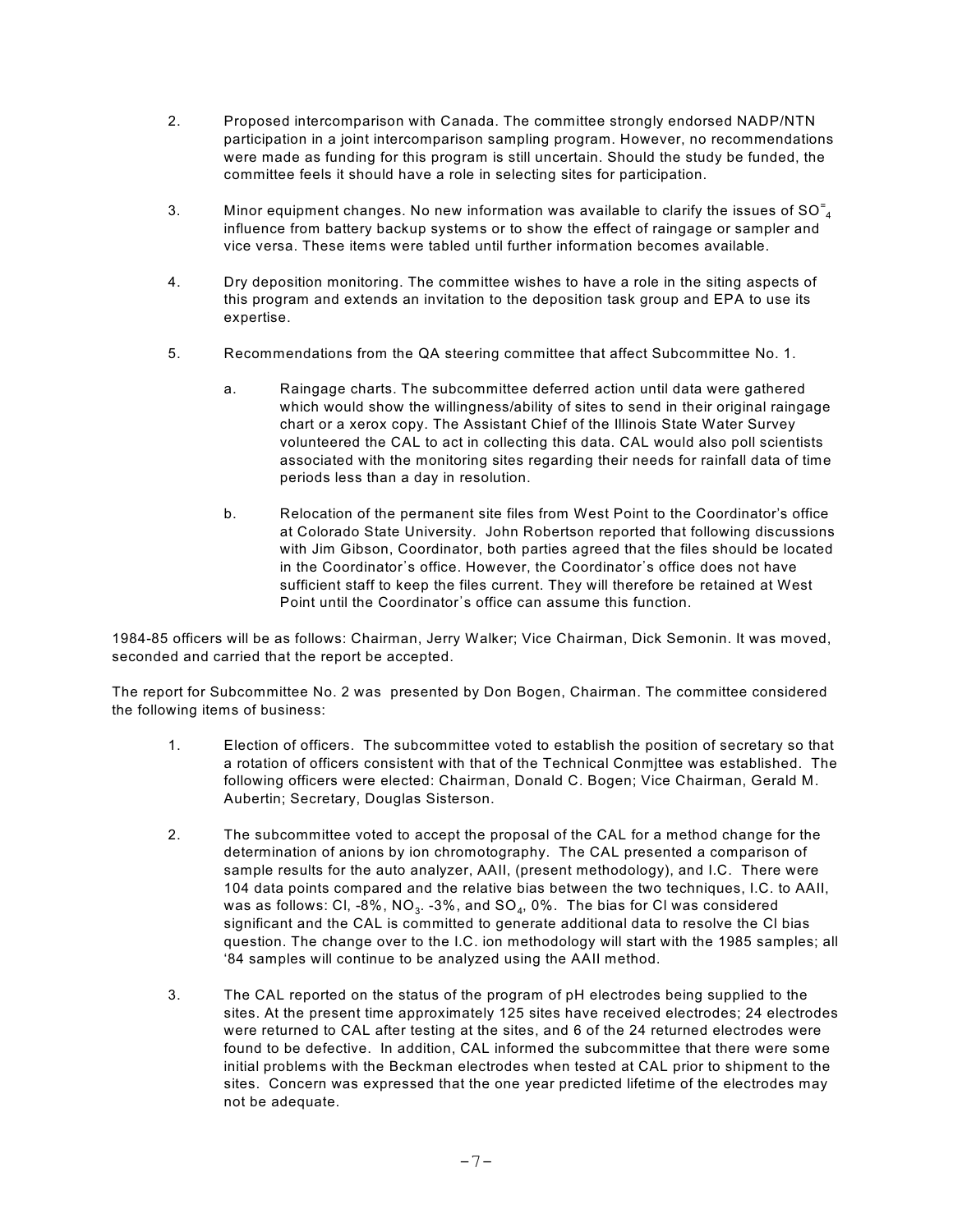2. Proposed intercomparison with Canada. The committee strongly endorsed NADP/NTN participation in a joint intercomparison sampling program. However, no recommendations were made as funding for this program is still uncertain. Should the study be funded, the committee feels it should have a role in selecting sites for participation.

3. Minor equipment changes. No new information was available to clarify the issues of $SO_4^{=}$ influence from battery backup systems or to show the effect of raingage or sampler and vice versa. These items were tabled until further information becomes available.

4. Dry deposition monitoring. The committee wishes to have a role in the siting aspects of this program and extends an invitation to the deposition task group and EPA to use its expertise.

5. Recommendations from the QA steering committee that affect Subcommittee No. 1.

   a. Raingage charts. The subcommittee deferred action until data were gathered which would show the willingness/ability of sites to send in their original raingage chart or a xerox copy. The Assistant Chief of the Illinois State Water Survey volunteered the CAL to act in collecting this data. CAL would also poll scientists associated with the monitoring sites regarding their needs for rainfall data of time periods less than a day in resolution.

   b. Relocation of the permanent site files from West Point to the Coordinator's office at Colorado State University. John Robertson reported that following discussions with Jim Gibson, Coordinator, both parties agreed that the files should be located in the Coordinator's office. However, the Coordinator's office does not have sufficient staff to keep the files current. They will therefore be retained at West Point until the Coordinator's office can assume this function.

1984-85 officers will be as follows: Chairman, Jerry Walker; Vice Chairman, Dick Semonin. It was moved, seconded and carried that the report be accepted.

The report for Subcommittee No. 2 was presented by Don Bogen, Chairman. The committee considered the following items of business:

1. Election of officers. The subcommittee voted to establish the position of secretary so that a rotation of officers consistent with that of the Technical Conmjttee was established. The following officers were elected: Chairman, Donald C. Bogen; Vice Chairman, Gerald M. Aubertin; Secretary, Douglas Sisterson.

2. The subcommittee voted to accept the proposal of the CAL for a method change for the determination of anions by ion chromotography. The CAL presented a comparison of sample results for the auto analyzer, AAII, (present methodology), and I.C. There were 104 data points compared and the relative bias between the two techniques, I.C. to AAII, was as follows: Cl, -8%, $NO_3$. -3%, and $SO_4$, 0%. The bias for Cl was considered significant and the CAL is committed to generate additional data to resolve the Cl bias question. The change over to the I.C. ion methodology will start with the 1985 samples; all '84 samples will continue to be analyzed using the AAII method.

3. The CAL reported on the status of the program of pH electrodes being supplied to the sites. At the present time approximately 125 sites have received electrodes; 24 electrodes were returned to CAL after testing at the sites, and 6 of the 24 returned electrodes were found to be defective. In addition, CAL informed the subcommittee that there were some initial problems with the Beckman electrodes when tested at CAL prior to shipment to the sites. Concern was expressed that the one year predicted lifetime of the electrodes may not be adequate.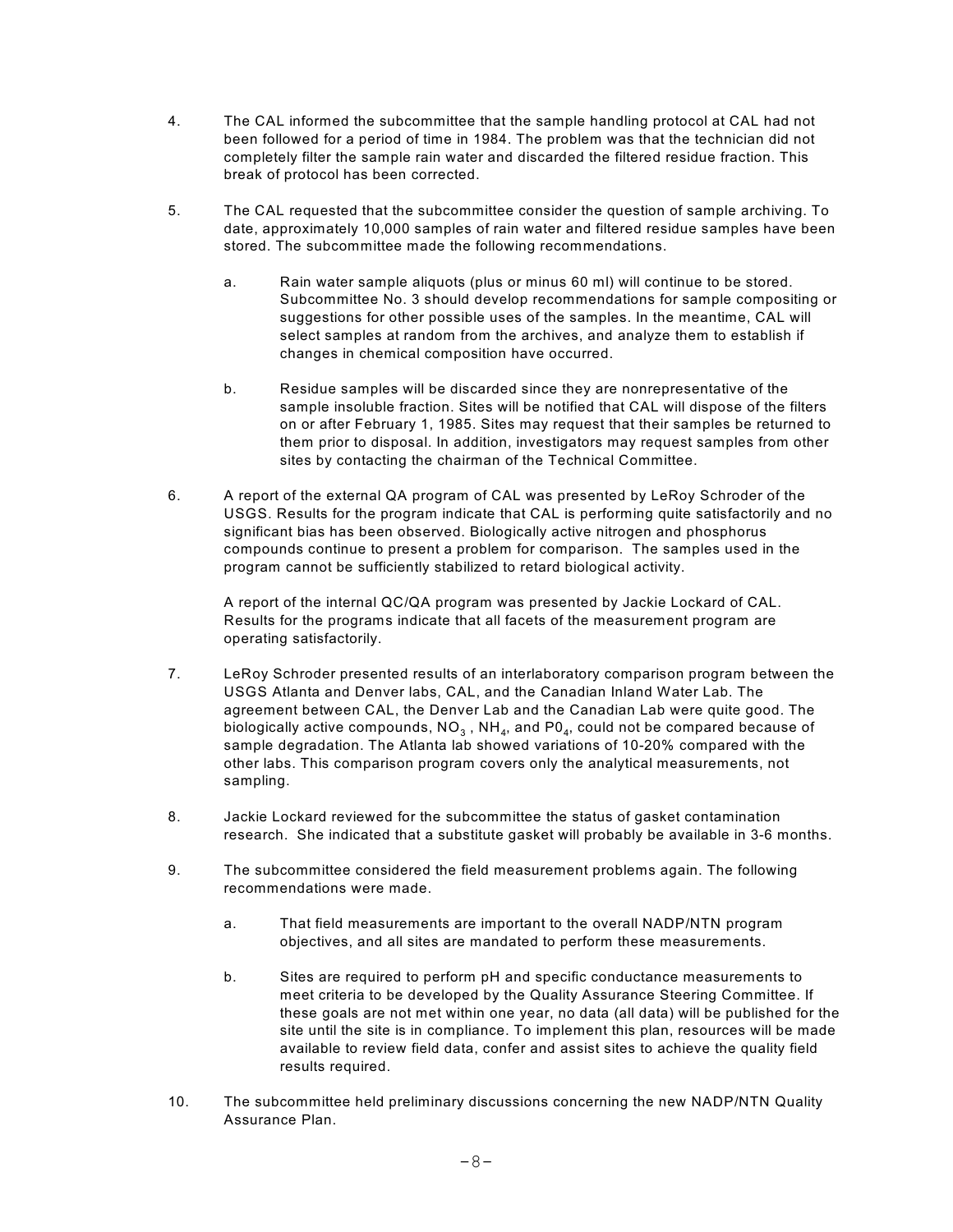4. The CAL informed the subcommittee that the sample handling protocol at CAL had not been followed for a period of time in 1984. The problem was that the technician did not completely filter the sample rain water and discarded the filtered residue fraction. This break of protocol has been corrected.

5. The CAL requested that the subcommittee consider the question of sample archiving. To date, approximately 10,000 samples of rain water and filtered residue samples have been stored. The subcommittee made the following recommendations.

   a. Rain water sample aliquots (plus or minus 60 ml) will continue to be stored. Subcommittee No. 3 should develop recommendations for sample compositing or suggestions for other possible uses of the samples. In the meantime, CAL will select samples at random from the archives, and analyze them to establish if changes in chemical composition have occurred.

   b. Residue samples will be discarded since they are nonrepresentative of the sample insoluble fraction. Sites will be notified that CAL will dispose of the filters on or after February 1, 1985. Sites may request that their samples be returned to them prior to disposal. In addition, investigators may request samples from other sites by contacting the chairman of the Technical Committee.

6. A report of the external QA program of CAL was presented by LeRoy Schroder of the USGS. Results for the program indicate that CAL is performing quite satisfactorily and no significant bias has been observed. Biologically active nitrogen and phosphorus compounds continue to present a problem for comparison. The samples used in the program cannot be sufficiently stabilized to retard biological activity.

   A report of the internal QC/QA program was presented by Jackie Lockard of CAL. Results for the programs indicate that all facets of the measurement program are operating satisfactorily.

7. LeRoy Schroder presented results of an interlaboratory comparison program between the USGS Atlanta and Denver labs, CAL, and the Canadian Inland Water Lab. The agreement between CAL, the Denver Lab and the Canadian Lab were quite good. The biologically active compounds, $NO_3$, $NH_4$, and $P0_4$, could not be compared because of sample degradation. The Atlanta lab showed variations of 10-20% compared with the other labs. This comparison program covers only the analytical measurements, not sampling.

8. Jackie Lockard reviewed for the subcommittee the status of gasket contamination research. She indicated that a substitute gasket will probably be available in 3-6 months.

9. The subcommittee considered the field measurement problems again. The following recommendations were made.

   a. That field measurements are important to the overall NADP/NTN program objectives, and all sites are mandated to perform these measurements.

   b. Sites are required to perform pH and specific conductance measurements to meet criteria to be developed by the Quality Assurance Steering Committee. If these goals are not met within one year, no data (all data) will be published for the site until the site is in compliance. To implement this plan, resources will be made available to review field data, confer and assist sites to achieve the quality field results required.

10. The subcommittee held preliminary discussions concerning the new NADP/NTN Quality Assurance Plan.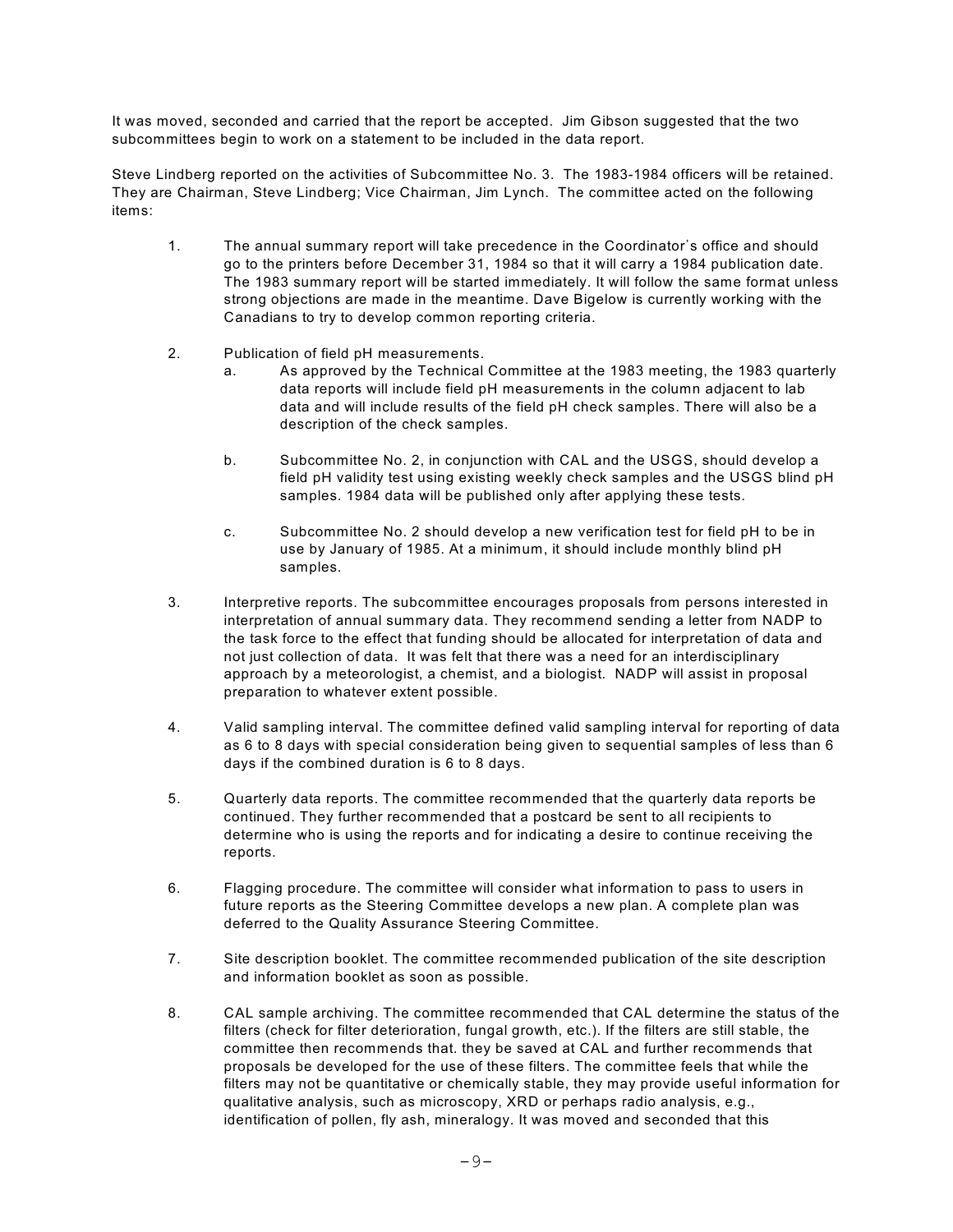It was moved, seconded and carried that the report be accepted. Jim Gibson suggested that the two subcommittees begin to work on a statement to be included in the data report.

Steve Lindberg reported on the activities of Subcommittee No. 3. The 1983-1984 officers will be retained. They are Chairman, Steve Lindberg; Vice Chairman, Jim Lynch. The committee acted on the following items:

1. The annual summary report will take precedence in the Coordinator's office and should go to the printers before December 31, 1984 so that it will carry a 1984 publication date. The 1983 summary report will be started immediately. It will follow the same format unless strong objections are made in the meantime. Dave Bigelow is currently working with the Canadians to try to develop common reporting criteria.

2. Publication of field pH measurements.
   a. As approved by the Technical Committee at the 1983 meeting, the 1983 quarterly data reports will include field pH measurements in the column adjacent to lab data and will include results of the field pH check samples. There will also be a description of the check samples.

   b. Subcommittee No. 2, in conjunction with CAL and the USGS, should develop a field pH validity test using existing weekly check samples and the USGS blind pH samples. 1984 data will be published only after applying these tests.

   c. Subcommittee No. 2 should develop a new verification test for field pH to be in use by January of 1985. At a minimum, it should include monthly blind pH samples.

3. Interpretive reports. The subcommittee encourages proposals from persons interested in interpretation of annual summary data. They recommend sending a letter from NADP to the task force to the effect that funding should be allocated for interpretation of data and not just collection of data. It was felt that there was a need for an interdisciplinary approach by a meteorologist, a chemist, and a biologist. NADP will assist in proposal preparation to whatever extent possible.

4. Valid sampling interval. The committee defined valid sampling interval for reporting of data as 6 to 8 days with special consideration being given to sequential samples of less than 6 days if the combined duration is 6 to 8 days.

5. Quarterly data reports. The committee recommended that the quarterly data reports be continued. They further recommended that a postcard be sent to all recipients to determine who is using the reports and for indicating a desire to continue receiving the reports.

6. Flagging procedure. The committee will consider what information to pass to users in future reports as the Steering Committee develops a new plan. A complete plan was deferred to the Quality Assurance Steering Committee.

7. Site description booklet. The committee recommended publication of the site description and information booklet as soon as possible.

8. CAL sample archiving. The committee recommended that CAL determine the status of the filters (check for filter deterioration, fungal growth, etc.). If the filters are still stable, the committee then recommends that. they be saved at CAL and further recommends that proposals be developed for the use of these filters. The committee feels that while the filters may not be quantitative or chemically stable, they may provide useful information for qualitative analysis, such as microscopy, XRD or perhaps radio analysis, e.g., identification of pollen, fly ash, mineralogy. It was moved and seconded that this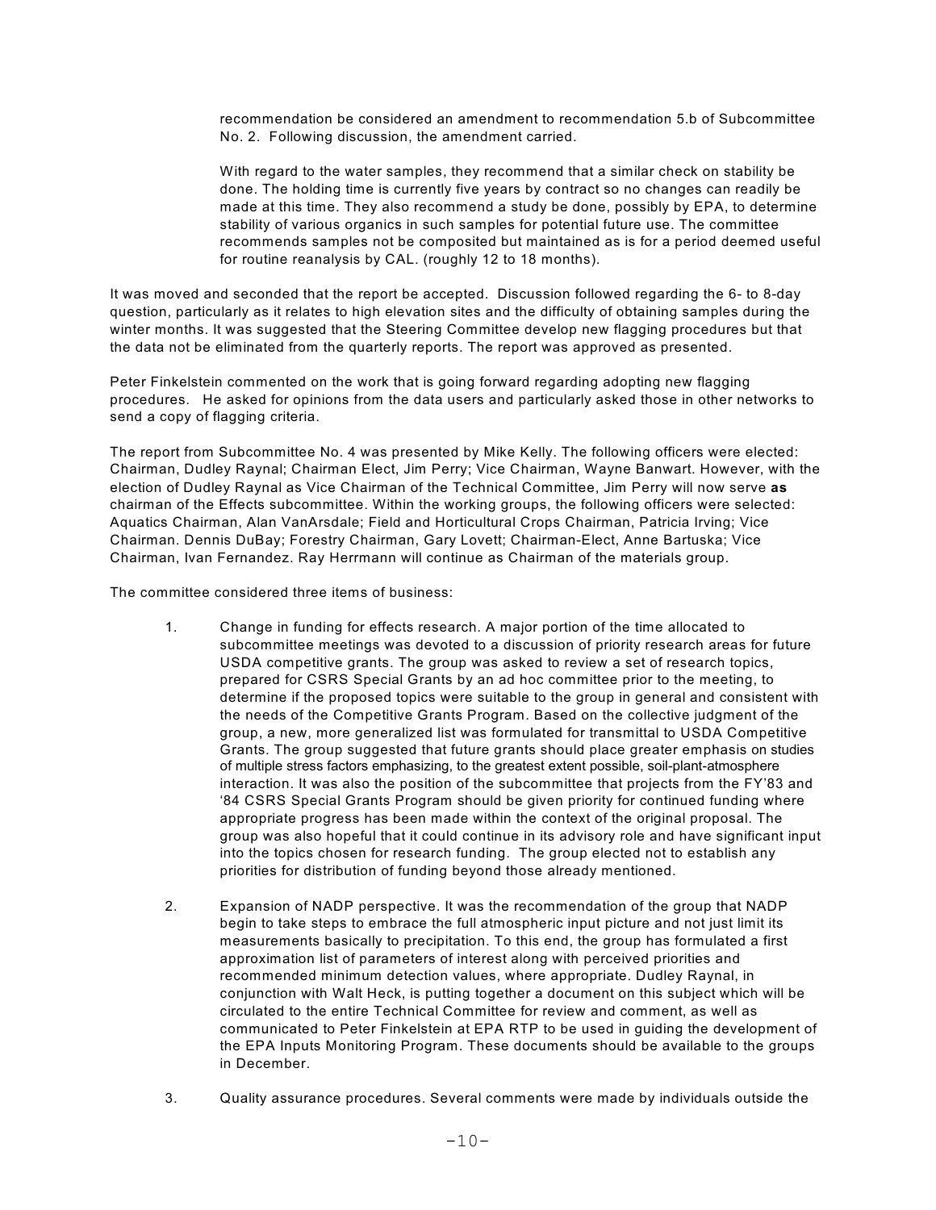recommendation be considered an amendment to recommendation 5.b of Subcommittee No. 2. Following discussion, the amendment carried.

With regard to the water samples, they recommend that a similar check on stability be done. The holding time is currently five years by contract so no changes can readily be made at this time. They also recommend a study be done, possibly by EPA, to determine stability of various organics in such samples for potential future use. The committee recommends samples not be composited but maintained as is for a period deemed useful for routine reanalysis by CAL. (roughly 12 to 18 months).

It was moved and seconded that the report be accepted. Discussion followed regarding the 6- to 8-day question, particularly as it relates to high elevation sites and the difficulty of obtaining samples during the winter months. It was suggested that the Steering Committee develop new flagging procedures but that the data not be eliminated from the quarterly reports. The report was approved as presented.

Peter Finkelstein commented on the work that is going forward regarding adopting new flagging procedures. He asked for opinions from the data users and particularly asked those in other networks to send a copy of flagging criteria.

The report from Subcommittee No. 4 was presented by Mike Kelly. The following officers were elected: Chairman, Dudley Raynal; Chairman Elect, Jim Perry; Vice Chairman, Wayne Banwart. However, with the election of Dudley Raynal as Vice Chairman of the Technical Committee, Jim Perry will now serve **as** chairman of the Effects subcommittee. Within the working groups, the following officers were selected: Aquatics Chairman, Alan VanArsdale; Field and Horticultural Crops Chairman, Patricia Irving; Vice Chairman. Dennis DuBay; Forestry Chairman, Gary Lovett; Chairman-Elect, Anne Bartuska; Vice Chairman, Ivan Fernandez. Ray Herrmann will continue as Chairman of the materials group.

The committee considered three items of business:

1. Change in funding for effects research. A major portion of the time allocated to subcommittee meetings was devoted to a discussion of priority research areas for future USDA competitive grants. The group was asked to review a set of research topics, prepared for CSRS Special Grants by an ad hoc committee prior to the meeting, to determine if the proposed topics were suitable to the group in general and consistent with the needs of the Competitive Grants Program. Based on the collective judgment of the group, a new, more generalized list was formulated for transmittal to USDA Competitive Grants. The group suggested that future grants should place greater emphasis on studies of multiple stress factors emphasizing, to the greatest extent possible, soil-plant-atmosphere interaction. It was also the position of the subcommittee that projects from the FY'83 and '84 CSRS Special Grants Program should be given priority for continued funding where appropriate progress has been made within the context of the original proposal. The group was also hopeful that it could continue in its advisory role and have significant input into the topics chosen for research funding. The group elected not to establish any priorities for distribution of funding beyond those already mentioned.

2. Expansion of NADP perspective. It was the recommendation of the group that NADP begin to take steps to embrace the full atmospheric input picture and not just limit its measurements basically to precipitation. To this end, the group has formulated a first approximation list of parameters of interest along with perceived priorities and recommended minimum detection values, where appropriate. Dudley Raynal, in conjunction with Walt Heck, is putting together a document on this subject which will be circulated to the entire Technical Committee for review and comment, as well as communicated to Peter Finkelstein at EPA RTP to be used in guiding the development of the EPA Inputs Monitoring Program. These documents should be available to the groups in December.

3. Quality assurance procedures. Several comments were made by individuals outside the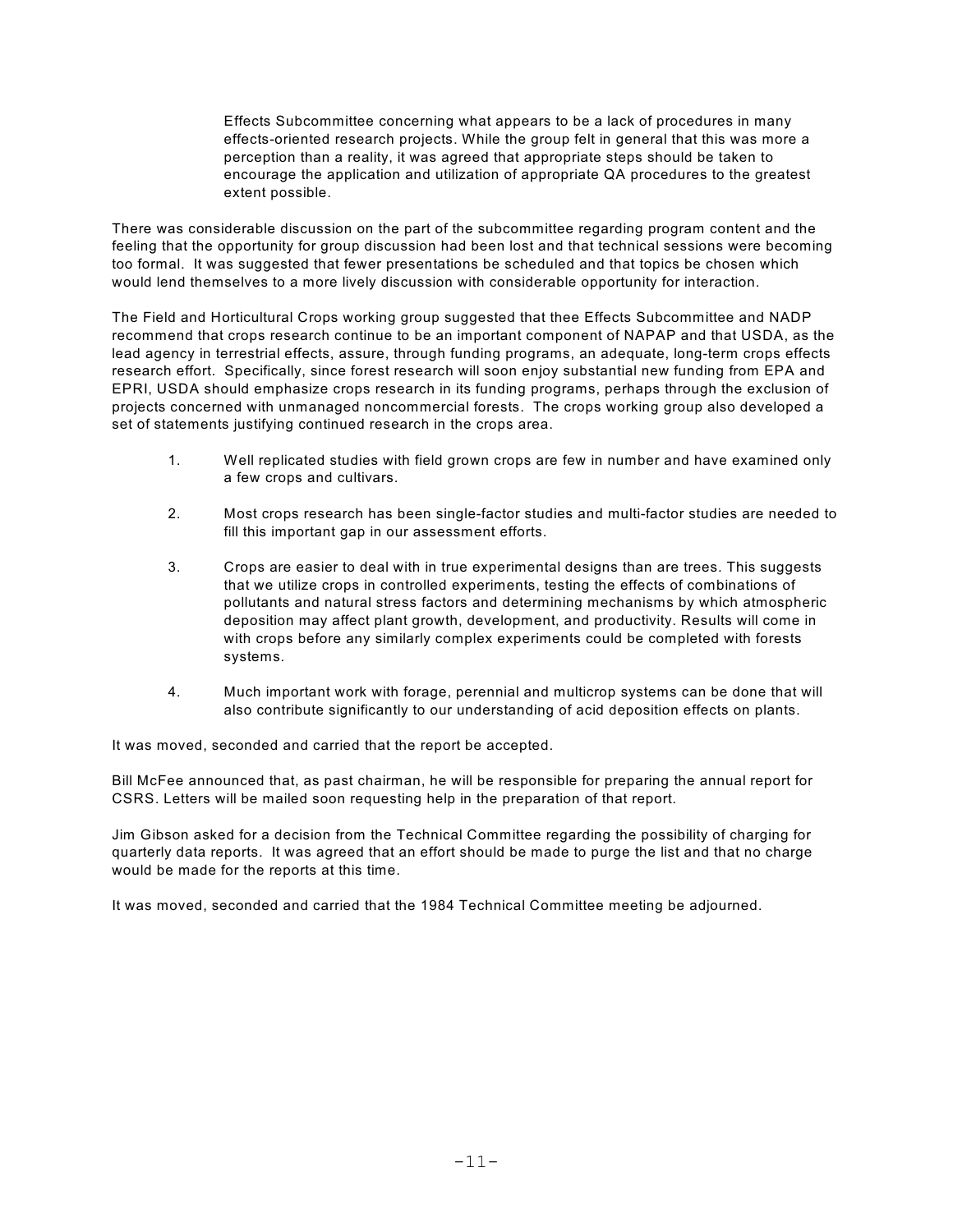Effects Subcommittee concerning what appears to be a lack of procedures in many effects-oriented research projects. While the group felt in general that this was more a perception than a reality, it was agreed that appropriate steps should be taken to encourage the application and utilization of appropriate QA procedures to the greatest extent possible.

There was considerable discussion on the part of the subcommittee regarding program content and the feeling that the opportunity for group discussion had been lost and that technical sessions were becoming too formal. It was suggested that fewer presentations be scheduled and that topics be chosen which would lend themselves to a more lively discussion with considerable opportunity for interaction.

The Field and Horticultural Crops working group suggested that thee Effects Subcommittee and NADP recommend that crops research continue to be an important component of NAPAP and that USDA, as the lead agency in terrestrial effects, assure, through funding programs, an adequate, long-term crops effects research effort. Specifically, since forest research will soon enjoy substantial new funding from EPA and EPRI, USDA should emphasize crops research in its funding programs, perhaps through the exclusion of projects concerned with unmanaged noncommercial forests. The crops working group also developed a set of statements justifying continued research in the crops area.

1. Well replicated studies with field grown crops are few in number and have examined only a few crops and cultivars.

2. Most crops research has been single-factor studies and multi-factor studies are needed to fill this important gap in our assessment efforts.

3. Crops are easier to deal with in true experimental designs than are trees. This suggests that we utilize crops in controlled experiments, testing the effects of combinations of pollutants and natural stress factors and determining mechanisms by which atmospheric deposition may affect plant growth, development, and productivity. Results will come in with crops before any similarly complex experiments could be completed with forests systems.

4. Much important work with forage, perennial and multicrop systems can be done that will also contribute significantly to our understanding of acid deposition effects on plants.

It was moved, seconded and carried that the report be accepted.

Bill McFee announced that, as past chairman, he will be responsible for preparing the annual report for CSRS. Letters will be mailed soon requesting help in the preparation of that report.

Jim Gibson asked for a decision from the Technical Committee regarding the possibility of charging for quarterly data reports. It was agreed that an effort should be made to purge the list and that no charge would be made for the reports at this time.

It was moved, seconded and carried that the 1984 Technical Committee meeting be adjourned.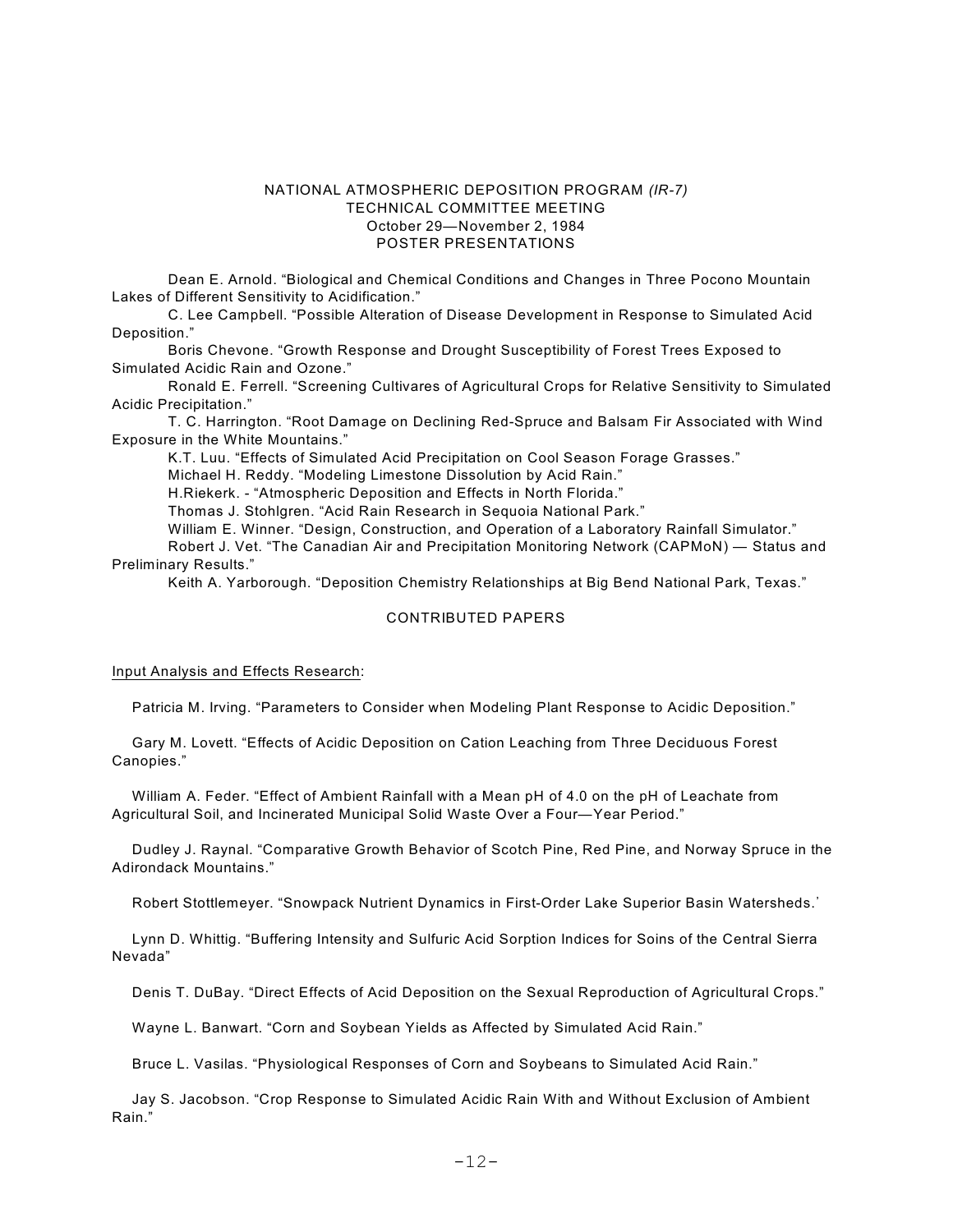NATIONAL ATMOSPHERIC DEPOSITION PROGRAM *(IR-7)*
TECHNICAL COMMITTEE MEETING
October 29—November 2, 1984
POSTER PRESENTATIONS

Dean E. Arnold. “Biological and Chemical Conditions and Changes in Three Pocono Mountain Lakes of Different Sensitivity to Acidification.”

C. Lee Campbell. “Possible Alteration of Disease Development in Response to Simulated Acid Deposition.”

Boris Chevone. “Growth Response and Drought Susceptibility of Forest Trees Exposed to Simulated Acidic Rain and Ozone.”

Ronald E. Ferrell. “Screening Cultivares of Agricultural Crops for Relative Sensitivity to Simulated Acidic Precipitation.”

T. C. Harrington. “Root Damage on Declining Red-Spruce and Balsam Fir Associated with Wind Exposure in the White Mountains.”

K.T. Luu. “Effects of Simulated Acid Precipitation on Cool Season Forage Grasses.”

Michael H. Reddy. “Modeling Limestone Dissolution by Acid Rain.”

H.Riekerk. - “Atmospheric Deposition and Effects in North Florida.”

Thomas J. Stohlgren. “Acid Rain Research in Sequoia National Park.”

William E. Winner. “Design, Construction, and Operation of a Laboratory Rainfall Simulator.”

Robert J. Vet. “The Canadian Air and Precipitation Monitoring Network (CAPMoN) — Status and Preliminary Results.”

Keith A. Yarborough. “Deposition Chemistry Relationships at Big Bend National Park, Texas.”

CONTRIBUTED PAPERS

Input Analysis and Effects Research:

Patricia M. Irving. “Parameters to Consider when Modeling Plant Response to Acidic Deposition.”

Gary M. Lovett. “Effects of Acidic Deposition on Cation Leaching from Three Deciduous Forest Canopies.”

William A. Feder. “Effect of Ambient Rainfall with a Mean pH of 4.0 on the pH of Leachate from Agricultural Soil, and Incinerated Municipal Solid Waste Over a Four—Year Period.”

Dudley J. Raynal. “Comparative Growth Behavior of Scotch Pine, Red Pine, and Norway Spruce in the Adirondack Mountains.”

Robert Stottlemeyer. “Snowpack Nutrient Dynamics in First-Order Lake Superior Basin Watersheds.’

Lynn D. Whittig. “Buffering Intensity and Sulfuric Acid Sorption Indices for Soins of the Central Sierra Nevada”

Denis T. DuBay. “Direct Effects of Acid Deposition on the Sexual Reproduction of Agricultural Crops.”

Wayne L. Banwart. “Corn and Soybean Yields as Affected by Simulated Acid Rain.”

Bruce L. Vasilas. “Physiological Responses of Corn and Soybeans to Simulated Acid Rain.”

Jay S. Jacobson. “Crop Response to Simulated Acidic Rain With and Without Exclusion of Ambient Rain.”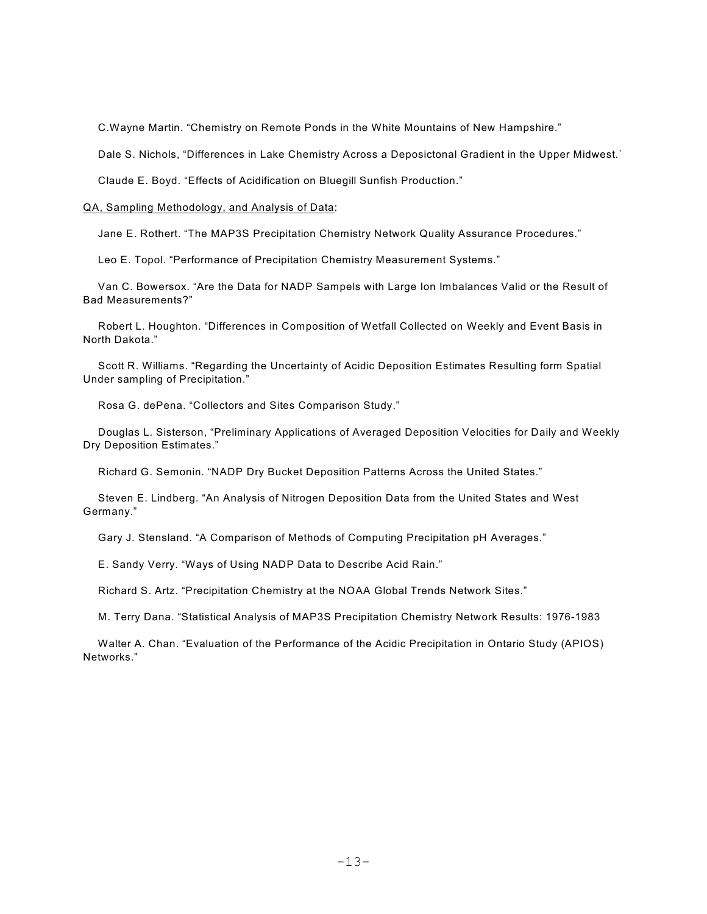C.Wayne Martin. “Chemistry on Remote Ponds in the White Mountains of New Hampshire.”

Dale S. Nichols, “Differences in Lake Chemistry Across a Deposictonal Gradient in the Upper Midwest.’

Claude E. Boyd. “Effects of Acidification on Bluegill Sunfish Production.”

QA, Sampling Methodology, and Analysis of Data:

Jane E. Rothert. “The MAP3S Precipitation Chemistry Network Quality Assurance Procedures.”

Leo E. Topol. “Performance of Precipitation Chemistry Measurement Systems.”

Van C. Bowersox. “Are the Data for NADP Sampels with Large Ion Imbalances Valid or the Result of Bad Measurements?”

Robert L. Houghton. “Differences in Composition of Wetfall Collected on Weekly and Event Basis in North Dakota.”

Scott R. Williams. “Regarding the Uncertainty of Acidic Deposition Estimates Resulting form Spatial Under sampling of Precipitation.”

Rosa G. dePena. “Collectors and Sites Comparison Study.”

Douglas L. Sisterson, “Preliminary Applications of Averaged Deposition Velocities for Daily and Weekly Dry Deposition Estimates.”

Richard G. Semonin. “NADP Dry Bucket Deposition Patterns Across the United States.”

Steven E. Lindberg. “An Analysis of Nitrogen Deposition Data from the United States and West Germany.”

Gary J. Stensland. “A Comparison of Methods of Computing Precipitation pH Averages.”

E. Sandy Verry. “Ways of Using NADP Data to Describe Acid Rain.”

Richard S. Artz. “Precipitation Chemistry at the NOAA Global Trends Network Sites.”

M. Terry Dana. “Statistical Analysis of MAP3S Precipitation Chemistry Network Results: 1976-1983

Walter A. Chan. “Evaluation of the Performance of the Acidic Precipitation in Ontario Study (APIOS) Networks.”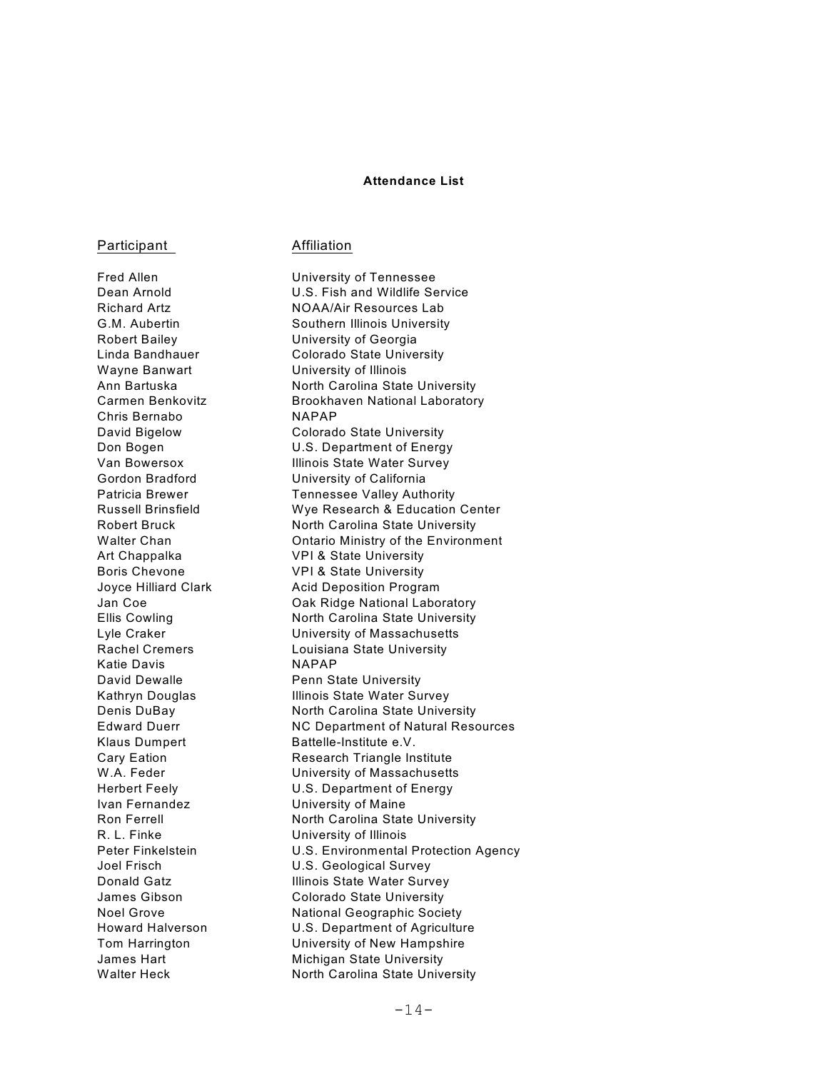**Attendance List**

| Participant | Affiliation |
|---|---|
| Fred Allen | University of Tennessee |
| Dean Arnold | U.S. Fish and Wildlife Service |
| Richard Artz | NOAA/Air Resources Lab |
| G.M. Aubertin | Southern Illinois University |
| Robert Bailey | University of Georgia |
| Linda Bandhauer | Colorado State University |
| Wayne Banwart | University of Illinois |
| Ann Bartuska | North Carolina State University |
| Carmen Benkovitz | Brookhaven National Laboratory |
| Chris Bernabo | NAPAP |
| David Bigelow | Colorado State University |
| Don Bogen | U.S. Department of Energy |
| Van Bowersox | Illinois State Water Survey |
| Gordon Bradford | University of California |
| Patricia Brewer | Tennessee Valley Authority |
| Russell Brinsfield | Wye Research & Education Center |
| Robert Bruck | North Carolina State University |
| Walter Chan | Ontario Ministry of the Environment |
| Art Chappalka | VPI & State University |
| Boris Chevone | VPI & State University |
| Joyce Hilliard Clark | Acid Deposition Program |
| Jan Coe | Oak Ridge National Laboratory |
| Ellis Cowling | North Carolina State University |
| Lyle Craker | University of Massachusetts |
| Rachel Cremers | Louisiana State University |
| Katie Davis | NAPAP |
| David Dewalle | Penn State University |
| Kathryn Douglas | Illinois State Water Survey |
| Denis DuBay | North Carolina State University |
| Edward Duerr | NC Department of Natural Resources |
| Klaus Dumpert | Battelle-Institute e.V. |
| Cary Eation | Research Triangle Institute |
| W.A. Feder | University of Massachusetts |
| Herbert Feely | U.S. Department of Energy |
| Ivan Fernandez | University of Maine |
| Ron Ferrell | North Carolina State University |
| R. L. Finke | University of Illinois |
| Peter Finkelstein | U.S. Environmental Protection Agency |
| Joel Frisch | U.S. Geological Survey |
| Donald Gatz | Illinois State Water Survey |
| James Gibson | Colorado State University |
| Noel Grove | National Geographic Society |
| Howard Halverson | U.S. Department of Agriculture |
| Tom Harrington | University of New Hampshire |
| James Hart | Michigan State University |
| Walter Heck | North Carolina State University |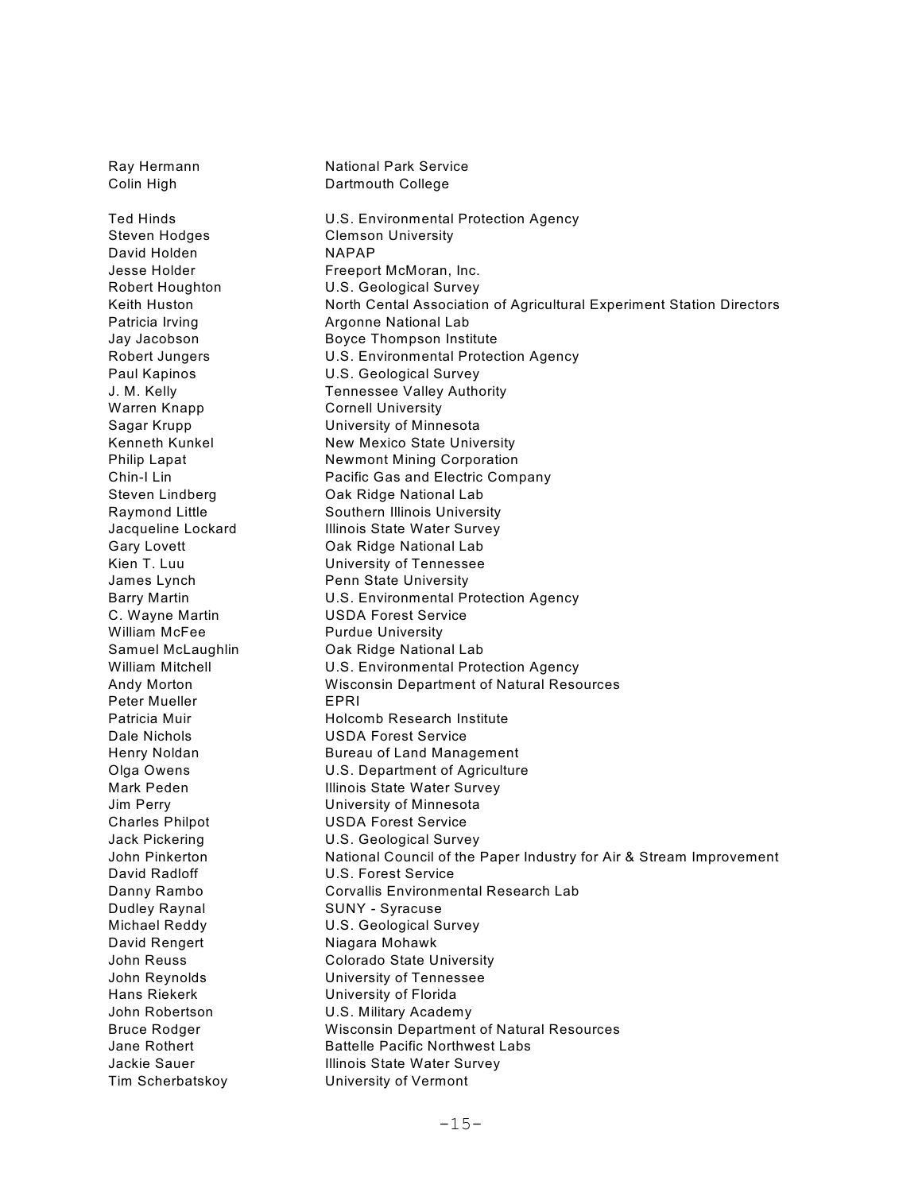| | |
|---|---|
| Ray Hermann | National Park Service |
| Colin High | Dartmouth College |
| Ted Hinds | U.S. Environmental Protection Agency |
| Steven Hodges | Clemson University |
| David Holden | NAPAP |
| Jesse Holder | Freeport McMoran, Inc. |
| Robert Houghton | U.S. Geological Survey |
| Keith Huston | North Cental Association of Agricultural Experiment Station Directors |
| Patricia Irving | Argonne National Lab |
| Jay Jacobson | Boyce Thompson Institute |
| Robert Jungers | U.S. Environmental Protection Agency |
| Paul Kapinos | U.S. Geological Survey |
| J. M. Kelly | Tennessee Valley Authority |
| Warren Knapp | Cornell University |
| Sagar Krupp | University of Minnesota |
| Kenneth Kunkel | New Mexico State University |
| Philip Lapat | Newmont Mining Corporation |
| Chin-I Lin | Pacific Gas and Electric Company |
| Steven Lindberg | Oak Ridge National Lab |
| Raymond Little | Southern Illinois University |
| Jacqueline Lockard | Illinois State Water Survey |
| Gary Lovett | Oak Ridge National Lab |
| Kien T. Luu | University of Tennessee |
| James Lynch | Penn State University |
| Barry Martin | U.S. Environmental Protection Agency |
| C. Wayne Martin | USDA Forest Service |
| William McFee | Purdue University |
| Samuel McLaughlin | Oak Ridge National Lab |
| William Mitchell | U.S. Environmental Protection Agency |
| Andy Morton | Wisconsin Department of Natural Resources |
| Peter Mueller | EPRI |
| Patricia Muir | Holcomb Research Institute |
| Dale Nichols | USDA Forest Service |
| Henry Noldan | Bureau of Land Management |
| Olga Owens | U.S. Department of Agriculture |
| Mark Peden | Illinois State Water Survey |
| Jim Perry | University of Minnesota |
| Charles Philpot | USDA Forest Service |
| Jack Pickering | U.S. Geological Survey |
| John Pinkerton | National Council of the Paper Industry for Air & Stream Improvement |
| David Radloff | U.S. Forest Service |
| Danny Rambo | Corvallis Environmental Research Lab |
| Dudley Raynal | SUNY - Syracuse |
| Michael Reddy | U.S. Geological Survey |
| David Rengert | Niagara Mohawk |
| John Reuss | Colorado State University |
| John Reynolds | University of Tennessee |
| Hans Riekerk | University of Florida |
| John Robertson | U.S. Military Academy |
| Bruce Rodger | Wisconsin Department of Natural Resources |
| Jane Rothert | Battelle Pacific Northwest Labs |
| Jackie Sauer | Illinois State Water Survey |
| Tim Scherbatskoy | University of Vermont |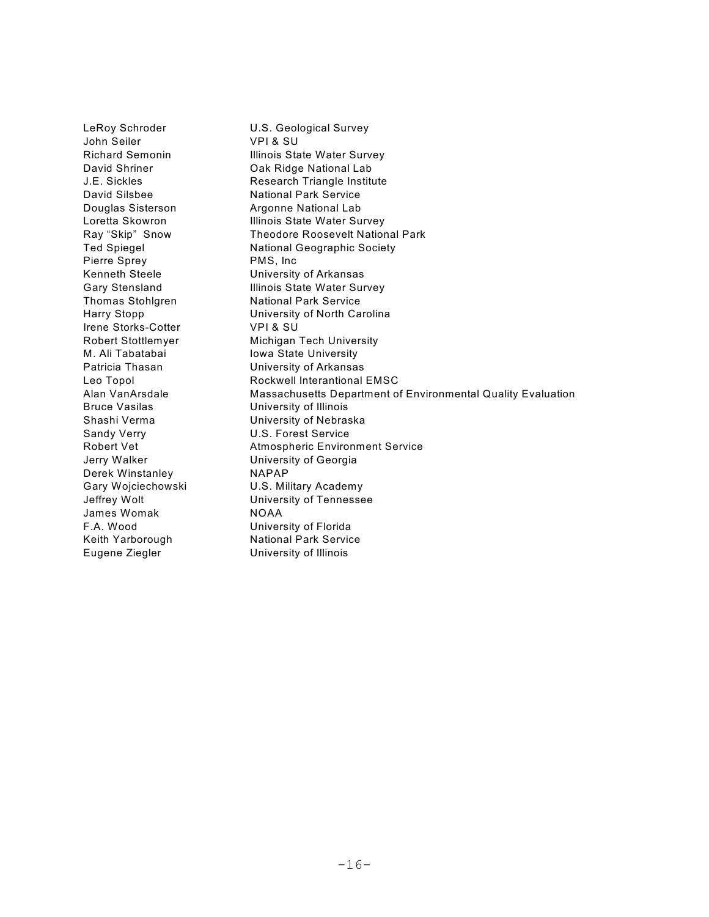| | |
|---|---|
| LeRoy Schroder | U.S. Geological Survey |
| John Seiler | VPI & SU |
| Richard Semonin | Illinois State Water Survey |
| David Shriner | Oak Ridge National Lab |
| J.E. Sickles | Research Triangle Institute |
| David Silsbee | National Park Service |
| Douglas Sisterson | Argonne National Lab |
| Loretta Skowron | Illinois State Water Survey |
| Ray “Skip” Snow | Theodore Roosevelt National Park |
| Ted Spiegel | National Geographic Society |
| Pierre Sprey | PMS, Inc |
| Kenneth Steele | University of Arkansas |
| Gary Stensland | Illinois State Water Survey |
| Thomas Stohlgren | National Park Service |
| Harry Stopp | University of North Carolina |
| Irene Storks-Cotter | VPI & SU |
| Robert Stottlemyer | Michigan Tech University |
| M. Ali Tabatabai | Iowa State University |
| Patricia Thasan | University of Arkansas |
| Leo Topol | Rockwell Interantional EMSC |
| Alan VanArsdale | Massachusetts Department of Environmental Quality Evaluation |
| Bruce Vasilas | University of Illinois |
| Shashi Verma | University of Nebraska |
| Sandy Verry | U.S. Forest Service |
| Robert Vet | Atmospheric Environment Service |
| Jerry Walker | University of Georgia |
| Derek Winstanley | NAPAP |
| Gary Wojciechowski | U.S. Military Academy |
| Jeffrey Wolt | University of Tennessee |
| James Womak | NOAA |
| F.A. Wood | University of Florida |
| Keith Yarborough | National Park Service |
| Eugene Ziegler | University of Illinois |